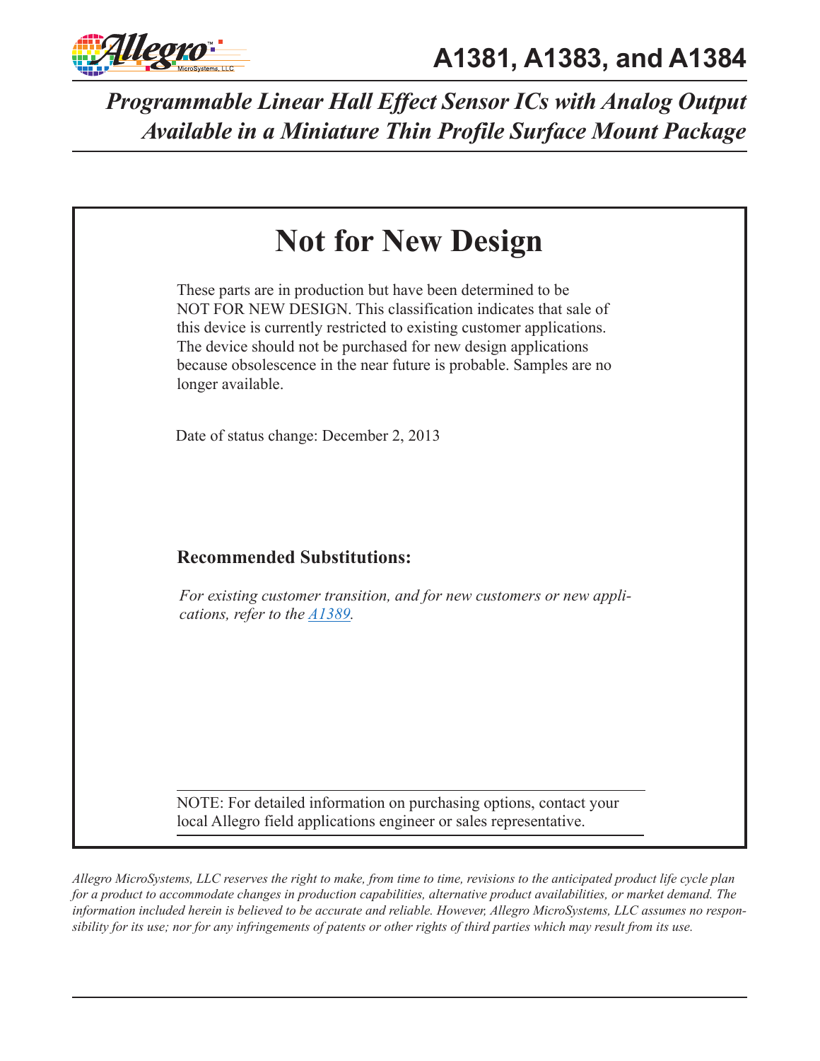# A1381, A1383, and A1384

## *Programmable Linear Hall Effect Sensor ICs with Analog Output Available in a Miniature Thin Profile Surface Mount Package*

# Not for New Design

These parts are in production but have been determined to be NOT FOR NEW DESIGN. This classification indicates that sale of this device is currently restricted to existing customer applications. The device should not be purchased for new design applications because obsolescence in the near future is probable. Samples are no longer available.

Date of status change: December 2, 2013

### Recommended Substitutions:

*For existing customer transition, and for new customers or new applications, refer to the A1389.*

NOTE: For detailed information on purchasing options, contact your local Allegro field applications engineer or sales representative.

*Allegro MicroSystems, LLC reserves the right to make, from time to time, revisions to the anticipated product life cycle plan for a product to accommodate changes in production capabilities, alternative product availabilities, or market demand. The information included herein is believed to be accurate and reliable. However, Allegro MicroSystems, LLC assumes no responsibility for its use; nor for any infringements of patents or other rights of third parties which may result from its use.*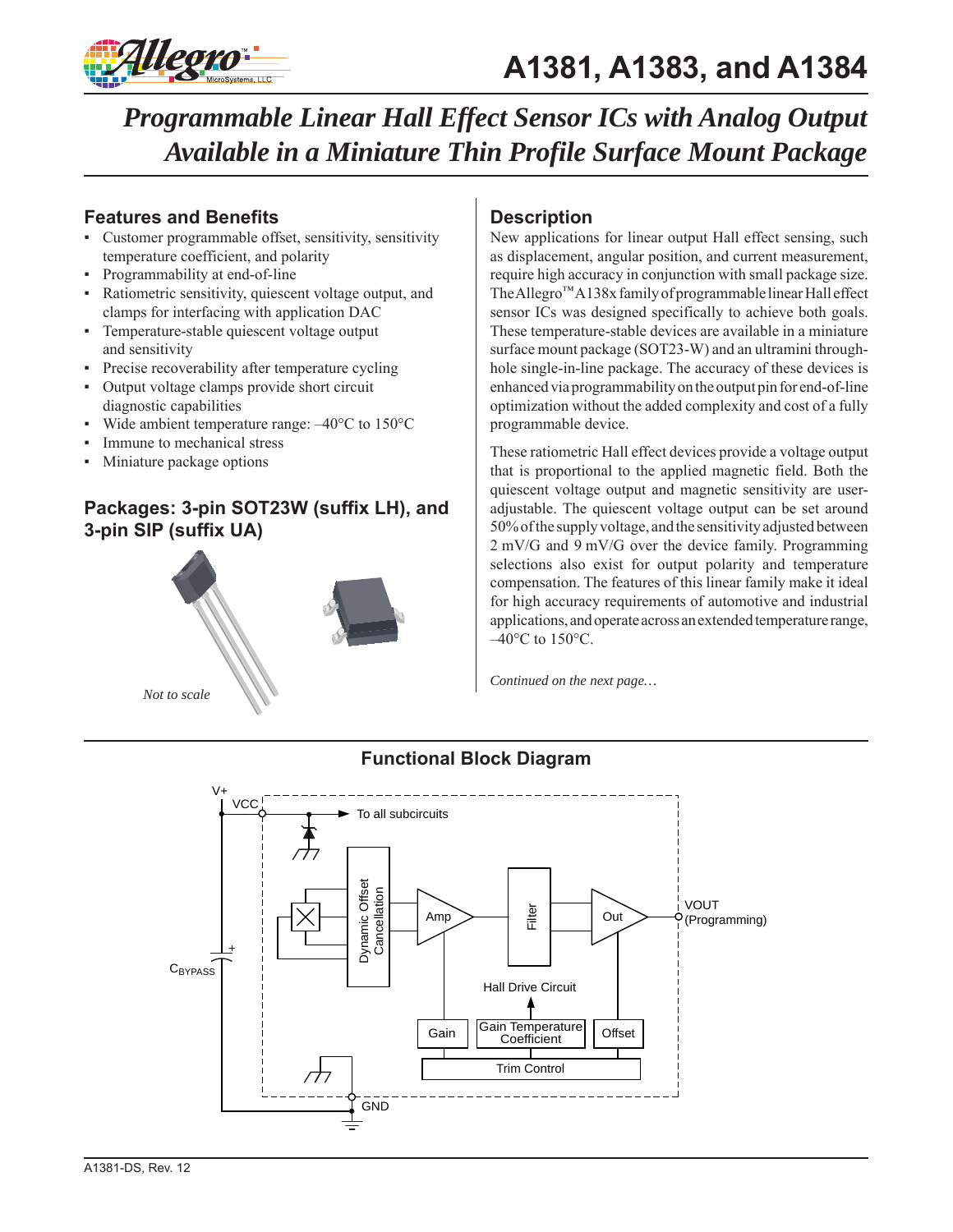# A1381, A1383, and A1384

## *Programmable Linear Hall Effect Sensor ICs with Analog Output Available in a Miniature Thin Profile Surface Mount Package*

### Features and Benefits

- Customer programmable offset, sensitivity, sensitivity temperature coefficient, and polarity
- Programmability at end-of-line
- Ratiometric sensitivity, quiescent voltage output, and clamps for interfacing with application DAC
- Temperature-stable quiescent voltage output and sensitivity
- Precise recoverability after temperature cycling
- Output voltage clamps provide short circuit diagnostic capabilities
- Wide ambient temperature range: –40°C to 150°C
- Immune to mechanical stress
- Miniature package options

### Packages: 3-pin SOT23W (suffix LH), and 3-pin SIP (suffix UA)

*Not to scale*

### Description

New applications for linear output Hall effect sensing, such as displacement, angular position, and current measurement, require high accuracy in conjunction with small package size. The Allegro™ A138x family of programmable linear Hall effect sensor ICs was designed specifically to achieve both goals. These temperature-stable devices are available in a miniature surface mount package (SOT23-W) and an ultramini through-hole single-in-line package. The accuracy of these devices is enhanced via programmability on the output pin for end-of-line optimization without the added complexity and cost of a fully programmable device.

These ratiometric Hall effect devices provide a voltage output that is proportional to the applied magnetic field. Both the quiescent voltage output and magnetic sensitivity are user-adjustable. The quiescent voltage output can be set around 50% of the supply voltage, and the sensitivity adjusted between 2 mV/G and 9 mV/G over the device family. Programming selections also exist for output polarity and temperature compensation. The features of this linear family make it ideal for high accuracy requirements of automotive and industrial applications, and operate across an extended temperature range, –40°C to 150°C.

*Continued on the next page…*

### Functional Block Diagram

V+, VCC, To all subcircuits, Dynamic Offset Cancellation, Amp, Filter, Out, VOUT (Programming), $C_{BYPASS}$, Hall Drive Circuit, Gain, Gain Temperature Coefficient, Offset, Trim Control, GND

A1381-DS, Rev. 12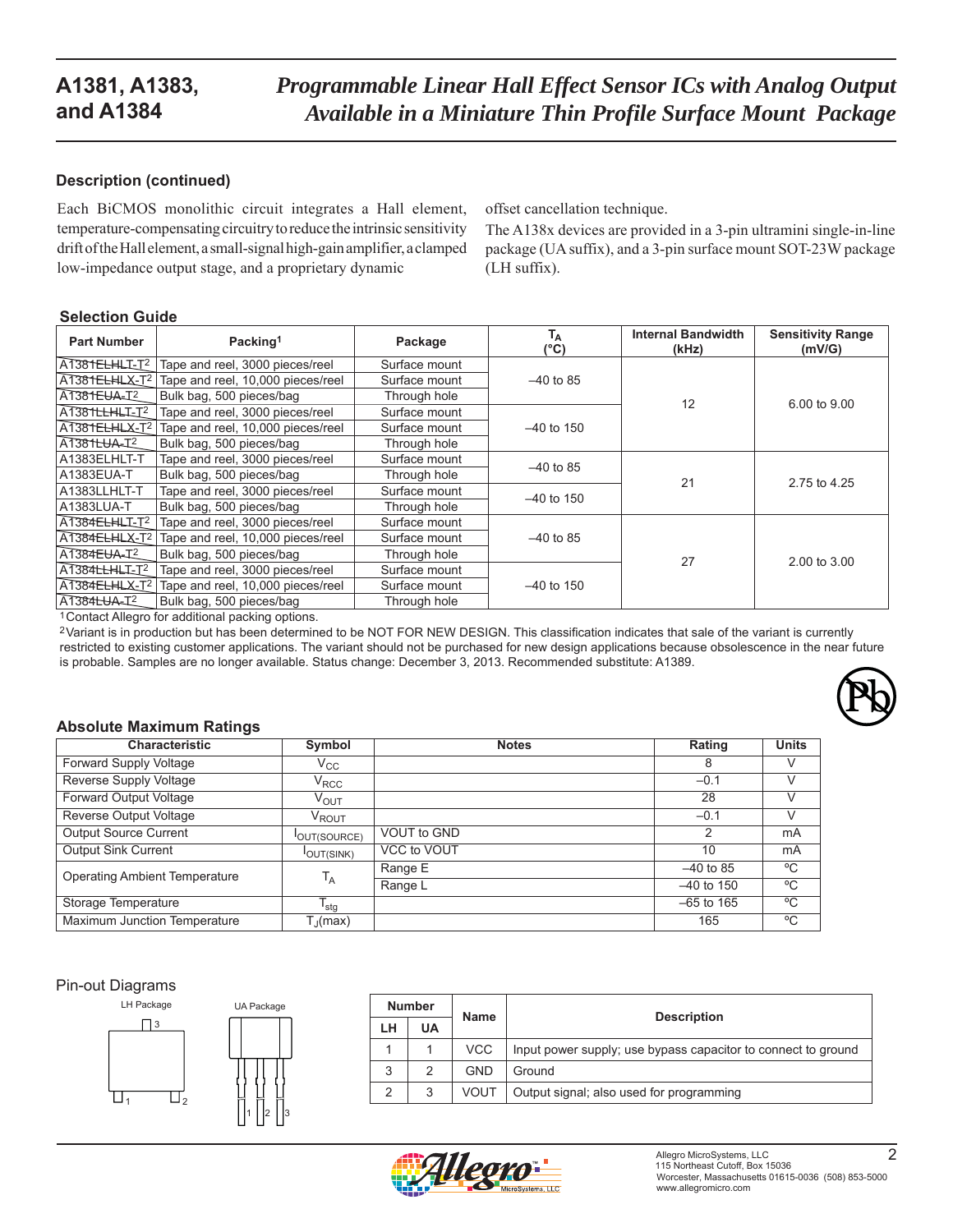## Description (continued)

Each BiCMOS monolithic circuit integrates a Hall element, temperature-compensating circuitry to reduce the intrinsic sensitivity drift of the Hall element, a small-signal high-gain amplifier, a clamped low-impedance output stage, and a proprietary dynamic offset cancellation technique.

The A138x devices are provided in a 3-pin ultramini single-in-line package (UA suffix), and a 3-pin surface mount SOT-23W package (LH suffix).

### Selection Guide

| Part Number | Packing[1] | Package | $T_A$ (°C) | Internal Bandwidth (kHz) | Sensitivity Range (mV/G) |
|---|---|---|---|---|---|
| ~~A1381ELHLT-T~~[2] | Tape and reel, 3000 pieces/reel | Surface mount | –40 to 85 | 12 | 6.00 to 9.00 |
| ~~A1381ELHLX-T~~[2] | Tape and reel, 10,000 pieces/reel | Surface mount | | | |
| ~~A1381EUA-T~~[2] | Bulk bag, 500 pieces/bag | Through hole | | | |
| ~~A1381LLHLT-T~~[2] | Tape and reel, 3000 pieces/reel | Surface mount | –40 to 150 | | |
| ~~A1381ELHLX-T~~[2] | Tape and reel, 10,000 pieces/reel | Surface mount | | | |
| ~~A1381LUA-T~~[2] | Bulk bag, 500 pieces/bag | Through hole | | | |
| A1383ELHLT-T | Tape and reel, 3000 pieces/reel | Surface mount | –40 to 85 | 21 | 2.75 to 4.25 |
| A1383EUA-T | Bulk bag, 500 pieces/bag | Through hole | | | |
| A1383LLHLT-T | Tape and reel, 3000 pieces/reel | Surface mount | –40 to 150 | | |
| A1383LUA-T | Bulk bag, 500 pieces/bag | Through hole | | | |
| ~~A1384ELHLT-T~~[2] | Tape and reel, 3000 pieces/reel | Surface mount | –40 to 85 | 27 | 2.00 to 3.00 |
| ~~A1384ELHLX-T~~[2] | Tape and reel, 10,000 pieces/reel | Surface mount | | | |
| ~~A1384EUA-T~~[2] | Bulk bag, 500 pieces/bag | Through hole | | | |
| ~~A1384LLHLT-T~~[2] | Tape and reel, 3000 pieces/reel | Surface mount | –40 to 150 | | |
| ~~A1384ELHLX-T~~[2] | Tape and reel, 10,000 pieces/reel | Surface mount | | | |
| ~~A1384LUA-T~~[2] | Bulk bag, 500 pieces/bag | Through hole | | | |

[1]Contact Allegro for additional packing options.

[2]Variant is in production but has been determined to be NOT FOR NEW DESIGN. This classification indicates that sale of the variant is currently restricted to existing customer applications. The variant should not be purchased for new design applications because obsolescence in the near future is probable. Samples are no longer available. Status change: December 3, 2013. Recommended substitute: A1389.

### Absolute Maximum Ratings

| Characteristic | Symbol | Notes | Rating | Units |
|---|---|---|---|---|
| Forward Supply Voltage | $V_{CC}$ | | 8 | V |
| Reverse Supply Voltage | $V_{RCC}$ | | –0.1 | V |
| Forward Output Voltage | $V_{OUT}$ | | 28 | V |
| Reverse Output Voltage | $V_{ROUT}$ | | –0.1 | V |
| Output Source Current | $I_{OUT(SOURCE)}$ | VOUT to GND | 2 | mA |
| Output Sink Current | $I_{OUT(SINK)}$ | VCC to VOUT | 10 | mA |
| Operating Ambient Temperature | $T_A$ | Range E | –40 to 85 | ºC |
| | | Range L | –40 to 150 | ºC |
| Storage Temperature | $T_{stg}$ | | –65 to 165 | ºC |
| Maximum Junction Temperature | $T_J(max)$ | | 165 | ºC |

### Pin-out Diagrams

LH Package

UA Package

| Number | | Name | Description |
|---|---|---|---|
| LH | UA | | |
| 1 | 1 | VCC | Input power supply; use bypass capacitor to connect to ground |
| 3 | 2 | GND | Ground |
| 2 | 3 | VOUT | Output signal; also used for programming |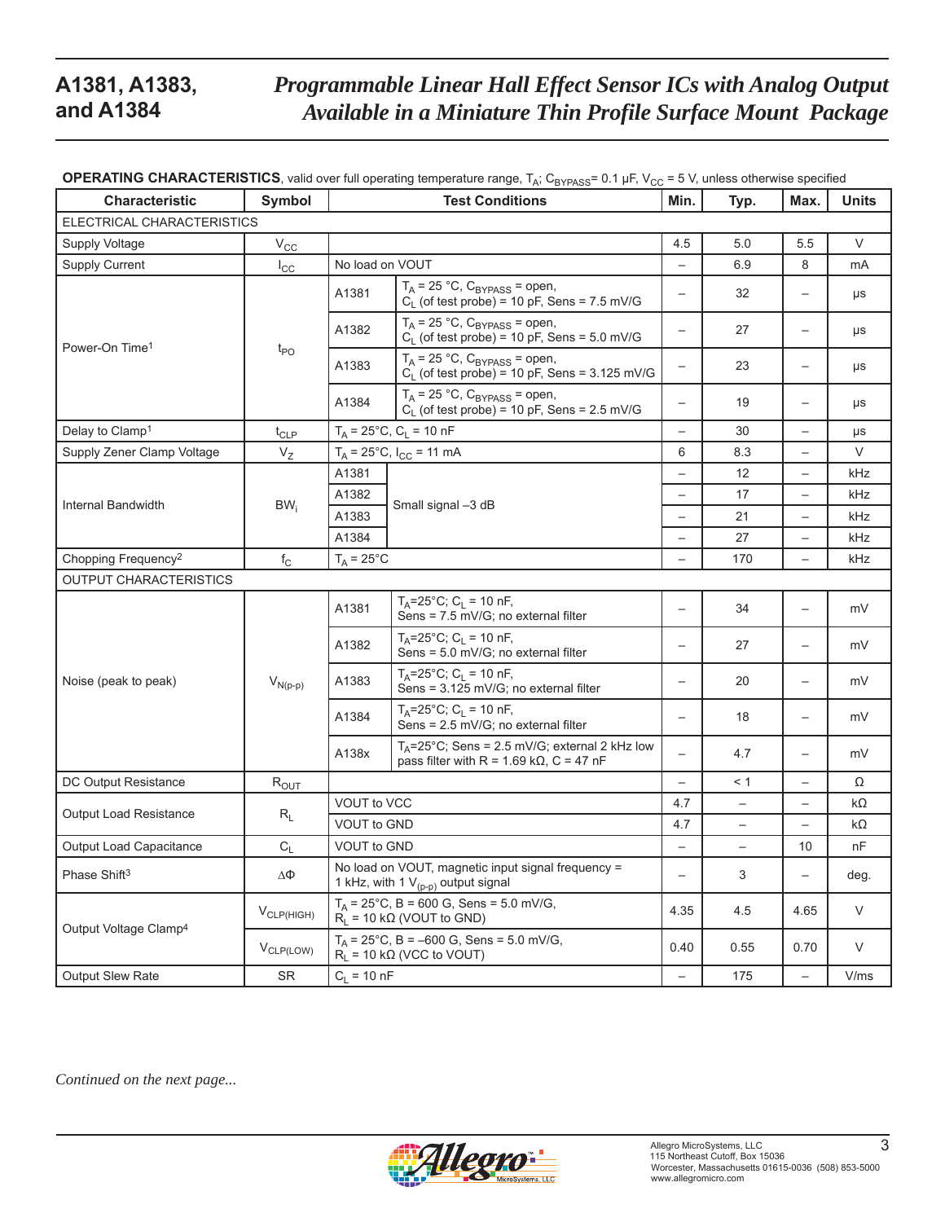**OPERATING CHARACTERISTICS**, valid over full operating temperature range, $T_A$; $C_{BYPASS}$= 0.1 µF, $V_{CC}$ = 5 V, unless otherwise specified

| Characteristic | Symbol | Test Conditions | | Min. | Typ. | Max. | Units |
|---|---|---|---|---|---|---|---|
| ELECTRICAL CHARACTERISTICS | | | | | | | |
| Supply Voltage | $V_{CC}$ | | | 4.5 | 5.0 | 5.5 | V |
| Supply Current | $I_{CC}$ | No load on VOUT | | – | 6.9 | 8 | mA |
| Power-On Time[1] | $t_{PO}$ | A1381 | $T_A$ = 25 °C, $C_{BYPASS}$ = open, $C_L$ (of test probe) = 10 pF, Sens = 7.5 mV/G | – | 32 | – | µs |
| | | A1382 | $T_A$ = 25 °C, $C_{BYPASS}$ = open, $C_L$ (of test probe) = 10 pF, Sens = 5.0 mV/G | – | 27 | – | µs |
| | | A1383 | $T_A$ = 25 °C, $C_{BYPASS}$ = open, $C_L$ (of test probe) = 10 pF, Sens = 3.125 mV/G | – | 23 | – | µs |
| | | A1384 | $T_A$ = 25 °C, $C_{BYPASS}$ = open, $C_L$ (of test probe) = 10 pF, Sens = 2.5 mV/G | – | 19 | – | µs |
| Delay to Clamp[1] | $t_{CLP}$ | $T_A$ = 25°C, $C_L$ = 10 nF | | – | 30 | – | µs |
| Supply Zener Clamp Voltage | $V_Z$ | $T_A$ = 25°C, $I_{CC}$ = 11 mA | | 6 | 8.3 | – | V |
| Internal Bandwidth | $BW_i$ | A1381 | Small signal –3 dB | – | 12 | – | kHz |
| | | A1382 | Small signal –3 dB | – | 17 | – | kHz |
| | | A1383 | Small signal –3 dB | – | 21 | – | kHz |
| | | A1384 | Small signal –3 dB | – | 27 | – | kHz |
| Chopping Frequency[2] | $f_C$ | $T_A$ = 25°C | | – | 170 | – | kHz |
| OUTPUT CHARACTERISTICS | | | | | | | |
| Noise (peak to peak) | $V_{N(p-p)}$ | A1381 | $T_A$=25°C; $C_L$ = 10 nF, Sens = 7.5 mV/G; no external filter | – | 34 | – | mV |
| | | A1382 | $T_A$=25°C; $C_L$ = 10 nF, Sens = 5.0 mV/G; no external filter | – | 27 | – | mV |
| | | A1383 | $T_A$=25°C; $C_L$ = 10 nF, Sens = 3.125 mV/G; no external filter | – | 20 | – | mV |
| | | A1384 | $T_A$=25°C; $C_L$ = 10 nF, Sens = 2.5 mV/G; no external filter | – | 18 | – | mV |
| | | A138x | $T_A$=25°C; Sens = 2.5 mV/G; external 2 kHz low pass filter with R = 1.69 kΩ, C = 47 nF | – | 4.7 | – | mV |
| DC Output Resistance | $R_{OUT}$ | | | – | < 1 | – | Ω |
| Output Load Resistance | $R_L$ | VOUT to VCC | | 4.7 | – | – | kΩ |
| | | VOUT to GND | | 4.7 | – | – | kΩ |
| Output Load Capacitance | $C_L$ | VOUT to GND | | – | – | 10 | nF |
| Phase Shift[3] | $\Delta\Phi$ | No load on VOUT, magnetic input signal frequency = 1 kHz, with 1 $V_{(p-p)}$ output signal | | – | 3 | – | deg. |
| Output Voltage Clamp[4] | $V_{CLP(HIGH)}$ | $T_A$ = 25°C, B = 600 G, Sens = 5.0 mV/G, $R_L$ = 10 kΩ (VOUT to GND) | | 4.35 | 4.5 | 4.65 | V |
| | $V_{CLP(LOW)}$ | $T_A$ = 25°C, B = –600 G, Sens = 5.0 mV/G, $R_L$ = 10 kΩ (VCC to VOUT) | | 0.40 | 0.55 | 0.70 | V |
| Output Slew Rate | SR | $C_L$ = 10 nF | | – | 175 | – | V/ms |

*Continued on the next page...*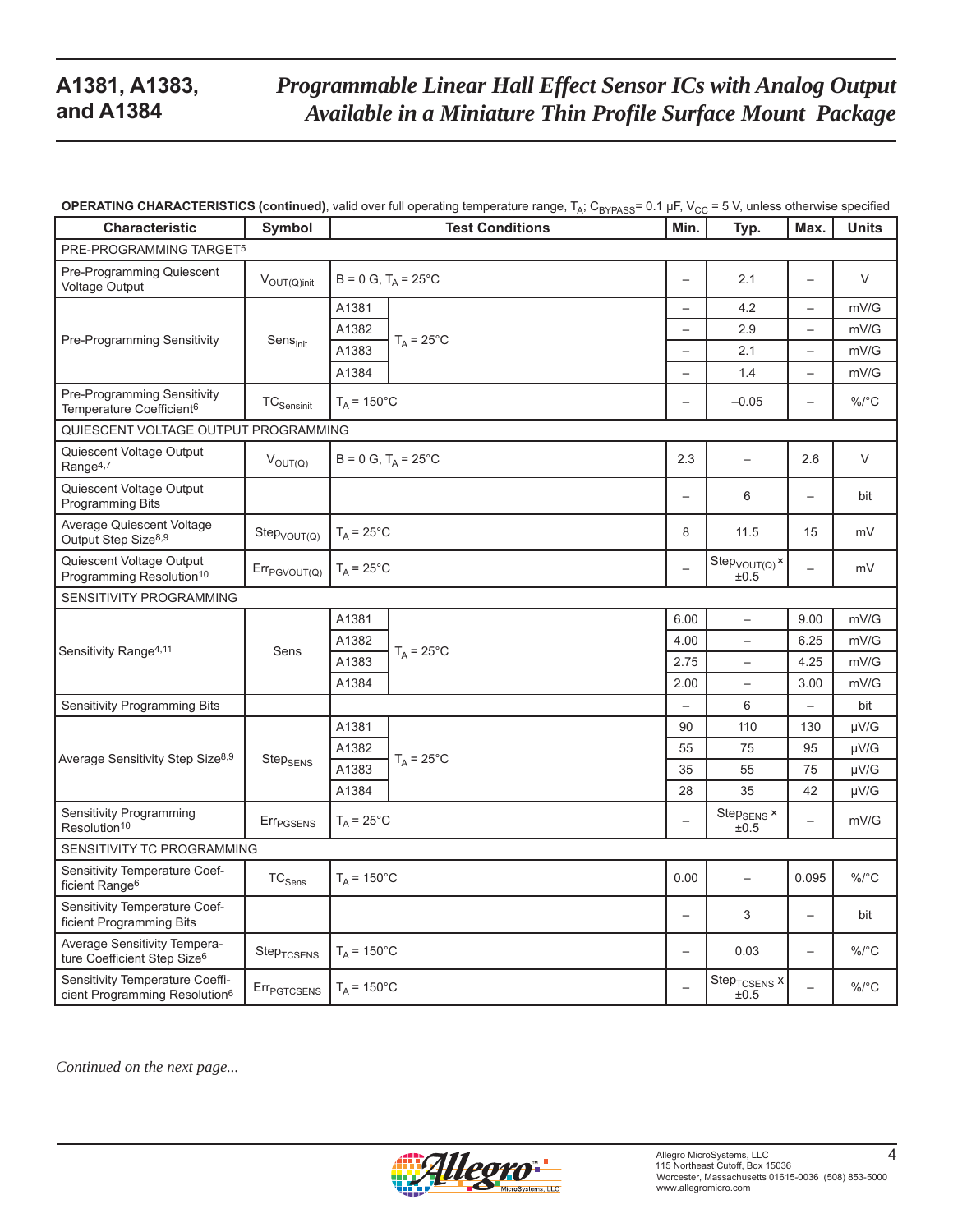**OPERATING CHARACTERISTICS (continued)**, valid over full operating temperature range, $T_A$; $C_{BYPASS}$= 0.1 µF, $V_{CC}$ = 5 V, unless otherwise specified

| Characteristic | Symbol | Test Conditions | | Min. | Typ. | Max. | Units |
|---|---|---|---|---|---|---|---|
| PRE-PROGRAMMING TARGET[5] | | | | | | | |
| Pre-Programming Quiescent Voltage Output | $V_{OUT(Q)init}$ | B = 0 G, $T_A$ = 25°C | | – | 2.1 | – | V |
| Pre-Programming Sensitivity | $Sens_{init}$ | A1381 | $T_A$ = 25°C | – | 4.2 | – | mV/G |
| | | A1382 | | – | 2.9 | – | mV/G |
| | | A1383 | | – | 2.1 | – | mV/G |
| | | A1384 | | – | 1.4 | – | mV/G |
| Pre-Programming Sensitivity Temperature Coefficient[6] | $TC_{Sensinit}$ | $T_A$ = 150°C | | – | –0.05 | – | %/°C |
| QUIESCENT VOLTAGE OUTPUT PROGRAMMING | | | | | | | |
| Quiescent Voltage Output Range[4,7] | $V_{OUT(Q)}$ | B = 0 G, $T_A$ = 25°C | | 2.3 | – | 2.6 | V |
| Quiescent Voltage Output Programming Bits | | | | – | 6 | – | bit |
| Average Quiescent Voltage Output Step Size[8,9] | $Step_{VOUT(Q)}$ | $T_A$ = 25°C | | 8 | 11.5 | 15 | mV |
| Quiescent Voltage Output Programming Resolution[10] | $Err_{PGVOUT(Q)}$ | $T_A$ = 25°C | | – | $Step_{VOUT(Q)}$ × ±0.5 | – | mV |
| SENSITIVITY PROGRAMMING | | | | | | | |
| Sensitivity Range[4,11] | Sens | A1381 | $T_A$ = 25°C | 6.00 | – | 9.00 | mV/G |
| | | A1382 | | 4.00 | – | 6.25 | mV/G |
| | | A1383 | | 2.75 | – | 4.25 | mV/G |
| | | A1384 | | 2.00 | – | 3.00 | mV/G |
| Sensitivity Programming Bits | | | | – | 6 | – | bit |
| Average Sensitivity Step Size[8,9] | $Step_{SENS}$ | A1381 | $T_A$ = 25°C | 90 | 110 | 130 | µV/G |
| | | A1382 | | 55 | 75 | 95 | µV/G |
| | | A1383 | | 35 | 55 | 75 | µV/G |
| | | A1384 | | 28 | 35 | 42 | µV/G |
| Sensitivity Programming Resolution[10] | $Err_{PGSENS}$ | $T_A$ = 25°C | | – | $Step_{SENS}$ × ±0.5 | – | mV/G |
| SENSITIVITY TC PROGRAMMING | | | | | | | |
| Sensitivity Temperature Coefficient Range[6] | $TC_{Sens}$ | $T_A$ = 150°C | | 0.00 | – | 0.095 | %/°C |
| Sensitivity Temperature Coefficient Programming Bits | | | | – | 3 | – | bit |
| Average Sensitivity Temperature Coefficient Step Size[6] | $Step_{TCSENS}$ | $T_A$ = 150°C | | – | 0.03 | – | %/°C |
| Sensitivity Temperature Coefficient Programming Resolution[6] | $Err_{PGTCSENS}$ | $T_A$ = 150°C | | – | $Step_{TCSENS}$ x ±0.5 | – | %/°C |

*Continued on the next page...*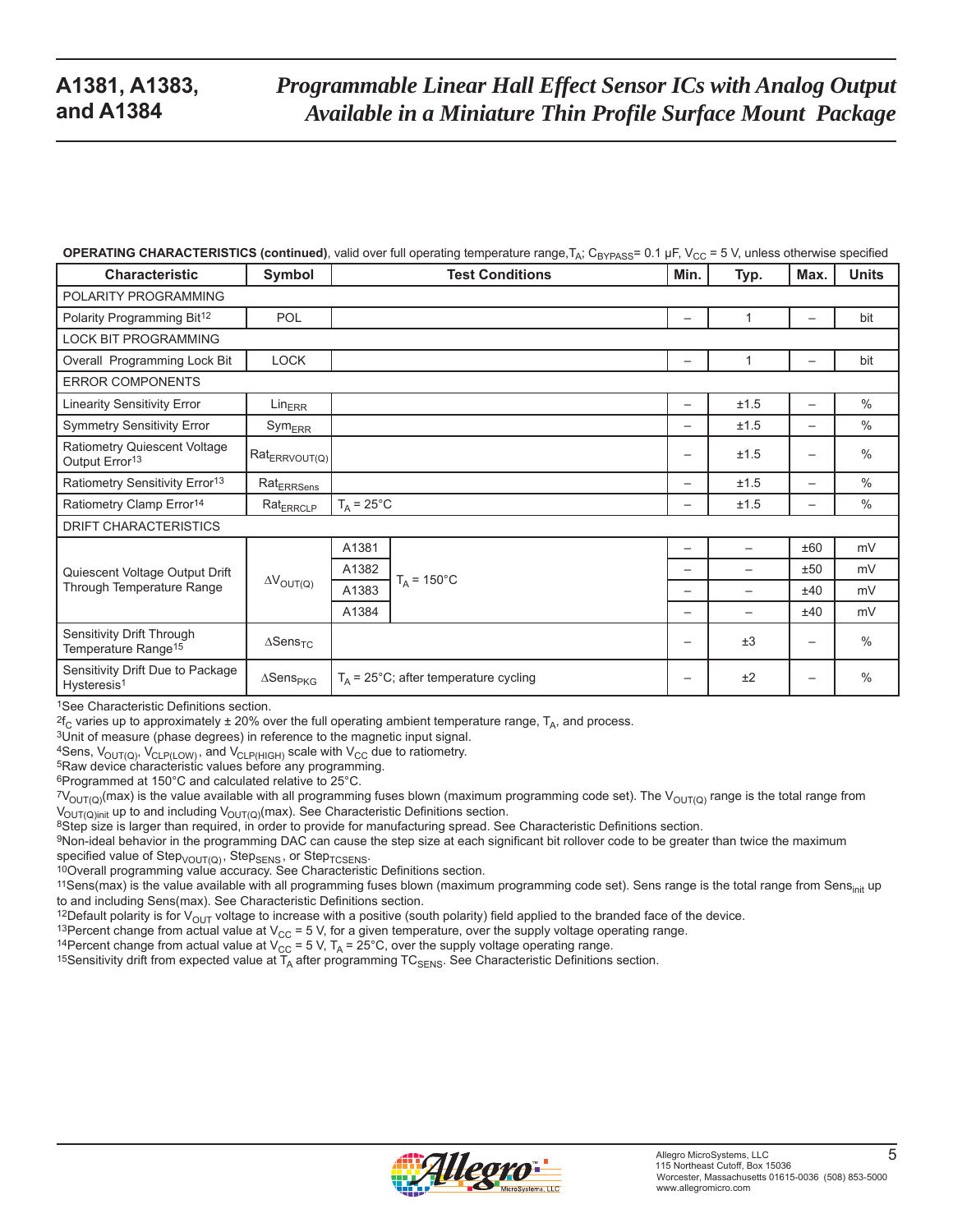**OPERATING CHARACTERISTICS (continued)**, valid over full operating temperature range, $T_A$; $C_{BYPASS}$= 0.1 µF, $V_{CC}$ = 5 V, unless otherwise specified

| Characteristic | Symbol | Test Conditions | | Min. | Typ. | Max. | Units |
|---|---|---|---|---|---|---|---|
| POLARITY PROGRAMMING | | | | | | | |
| Polarity Programming Bit[12] | POL | | | – | 1 | – | bit |
| LOCK BIT PROGRAMMING | | | | | | | |
| Overall Programming Lock Bit | LOCK | | | – | 1 | – | bit |
| ERROR COMPONENTS | | | | | | | |
| Linearity Sensitivity Error | $Lin_{ERR}$ | | | – | ±1.5 | – | % |
| Symmetry Sensitivity Error | $Sym_{ERR}$ | | | – | ±1.5 | – | % |
| Ratiometry Quiescent Voltage Output Error[13] | $Rat_{ERRVOUT(Q)}$ | | | – | ±1.5 | – | % |
| Ratiometry Sensitivity Error[13] | $Rat_{ERRSens}$ | | | – | ±1.5 | – | % |
| Ratiometry Clamp Error[14] | $Rat_{ERRCLP}$ | $T_A$ = 25°C | | – | ±1.5 | – | % |
| DRIFT CHARACTERISTICS | | | | | | | |
| Quiescent Voltage Output Drift Through Temperature Range | $\Delta V_{OUT(Q)}$ | A1381 | $T_A$ = 150°C | – | – | ±60 | mV |
| | | A1382 | | – | – | ±50 | mV |
| | | A1383 | | – | – | ±40 | mV |
| | | A1384 | | – | – | ±40 | mV |
| Sensitivity Drift Through Temperature Range[15] | $\Delta Sens_{TC}$ | | | – | ±3 | – | % |
| Sensitivity Drift Due to Package Hysteresis[1] | $\Delta Sens_{PKG}$ | $T_A$ = 25°C; after temperature cycling | | – | ±2 | – | % |

[1]See Characteristic Definitions section.
[2]$f_C$ varies up to approximately ± 20% over the full operating ambient temperature range, $T_A$, and process.
[3]Unit of measure (phase degrees) in reference to the magnetic input signal.
[4]Sens, $V_{OUT(Q)}$, $V_{CLP(LOW)}$, and $V_{CLP(HIGH)}$ scale with $V_{CC}$ due to ratiometry.
[5]Raw device characteristic values before any programming.
[6]Programmed at 150°C and calculated relative to 25°C.
[7]$V_{OUT(Q)}$(max) is the value available with all programming fuses blown (maximum programming code set). The $V_{OUT(Q)}$ range is the total range from $V_{OUT(Q)init}$ up to and including $V_{OUT(Q)}$(max). See Characteristic Definitions section.
[8]Step size is larger than required, in order to provide for manufacturing spread. See Characteristic Definitions section.
[9]Non-ideal behavior in the programming DAC can cause the step size at each significant bit rollover code to be greater than twice the maximum specified value of $Step_{VOUT(Q)}$, $Step_{SENS}$, or $Step_{TCSENS}$.
[10]Overall programming value accuracy. See Characteristic Definitions section.
[11]Sens(max) is the value available with all programming fuses blown (maximum programming code set). Sens range is the total range from $Sens_{init}$ up to and including Sens(max). See Characteristic Definitions section.
[12]Default polarity is for $V_{OUT}$ voltage to increase with a positive (south polarity) field applied to the branded face of the device.
[13]Percent change from actual value at $V_{CC}$ = 5 V, for a given temperature, over the supply voltage operating range.
[14]Percent change from actual value at $V_{CC}$ = 5 V, $T_A$ = 25°C, over the supply voltage operating range.
[15]Sensitivity drift from expected value at $T_A$ after programming $TC_{SENS}$. See Characteristic Definitions section.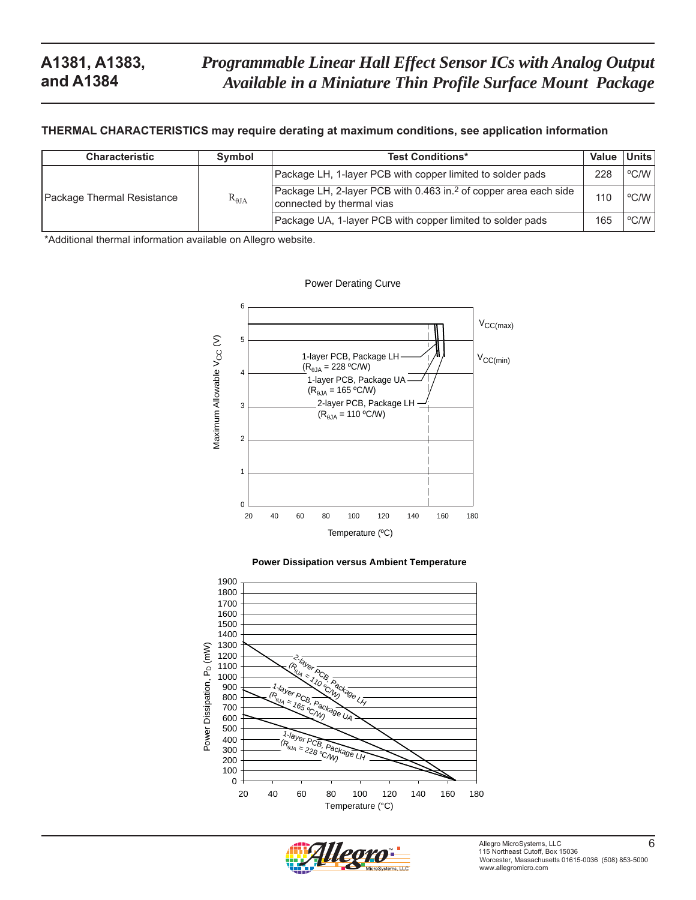**THERMAL CHARACTERISTICS may require derating at maximum conditions, see application information**

| Characteristic | Symbol | Test Conditions* | Value | Units |
|---|---|---|---|---|
| Package Thermal Resistance | $R_{\theta JA}$ | Package LH, 1-layer PCB with copper limited to solder pads | 228 | ºC/W |
| | | Package LH, 2-layer PCB with 0.463 in.$^2$ of copper area each side connected by thermal vias | 110 | ºC/W |
| | | Package UA, 1-layer PCB with copper limited to solder pads | 165 | ºC/W |

*Additional thermal information available on Allegro website.

Power Derating Curve

**Power Dissipation versus Ambient Temperature**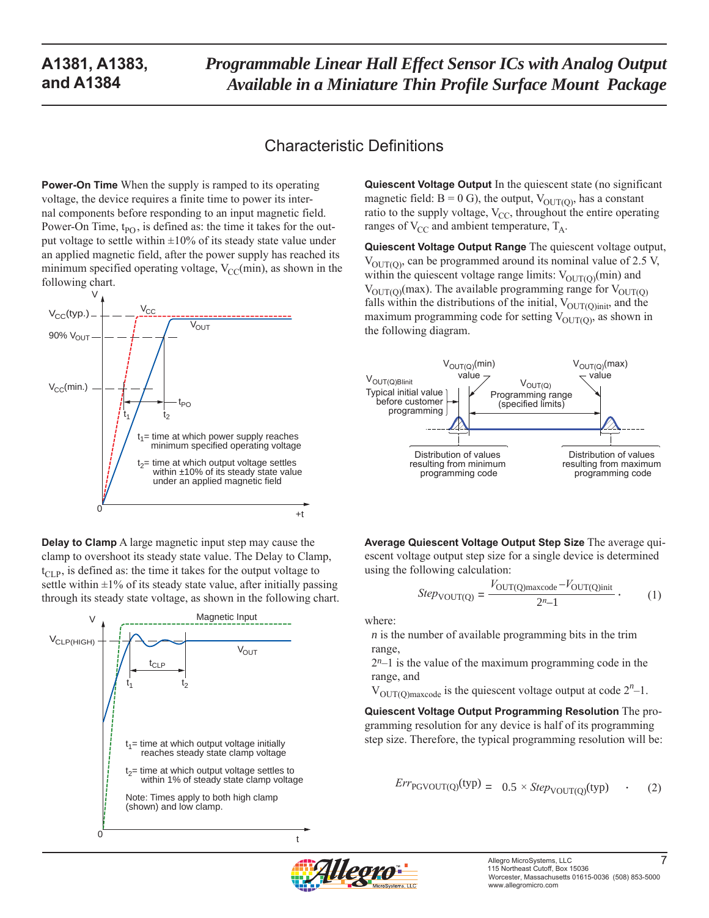## Characteristic Definitions

**Power-On Time** When the supply is ramped to its operating voltage, the device requires a finite time to power its internal components before responding to an input magnetic field. Power-On Time, $t_{PO}$, is defined as: the time it takes for the output voltage to settle within ±10% of its steady state value under an applied magnetic field, after the power supply has reached its minimum specified operating voltage, $V_{CC}(min)$, as shown in the following chart.

$t_1$ = time at which power supply reaches minimum specified operating voltage

$t_2$ = time at which output voltage settles within ±10% of its steady state value under an applied magnetic field

**Delay to Clamp** A large magnetic input step may cause the clamp to overshoot its steady state value. The Delay to Clamp, $t_{CLP}$, is defined as: the time it takes for the output voltage to settle within ±1% of its steady state value, after initially passing through its steady state voltage, as shown in the following chart.

$t_1$ = time at which output voltage initially reaches steady state clamp voltage

$t_2$ = time at which output voltage settles to within 1% of steady state clamp voltage

Note: Times apply to both high clamp (shown) and low clamp.

**Quiescent Voltage Output** In the quiescent state (no significant magnetic field: B = 0 G), the output, $V_{OUT(Q)}$, has a constant ratio to the supply voltage, $V_{CC}$, throughout the entire operating ranges of $V_{CC}$ and ambient temperature, $T_A$.

**Quiescent Voltage Output Range** The quiescent voltage output, $V_{OUT(Q)}$, can be programmed around its nominal value of 2.5 V, within the quiescent voltage range limits: $V_{OUT(Q)}(min)$ and $V_{OUT(Q)}(max)$. The available programming range for $V_{OUT(Q)}$ falls within the distributions of the initial, $V_{OUT(Q)init}$, and the maximum programming code for setting $V_{OUT(Q)}$, as shown in the following diagram.

**Average Quiescent Voltage Output Step Size** The average quiescent voltage output step size for a single device is determined using the following calculation:

$$Step_{VOUT(Q)} = \frac{V_{OUT(Q)maxcode} - V_{OUT(Q)init}}{2^n - 1} . \qquad (1)$$

where:

$n$ is the number of available programming bits in the trim range,

$2^n - 1$ is the value of the maximum programming code in the range, and

$V_{OUT(Q)maxcode}$ is the quiescent voltage output at code $2^n - 1$.

**Quiescent Voltage Output Programming Resolution** The programming resolution for any device is half of its programming step size. Therefore, the typical programming resolution will be:

$$Err_{PGVOUT(Q)}(typ) = 0.5 \times Step_{VOUT(Q)}(typ) \quad . \qquad (2)$$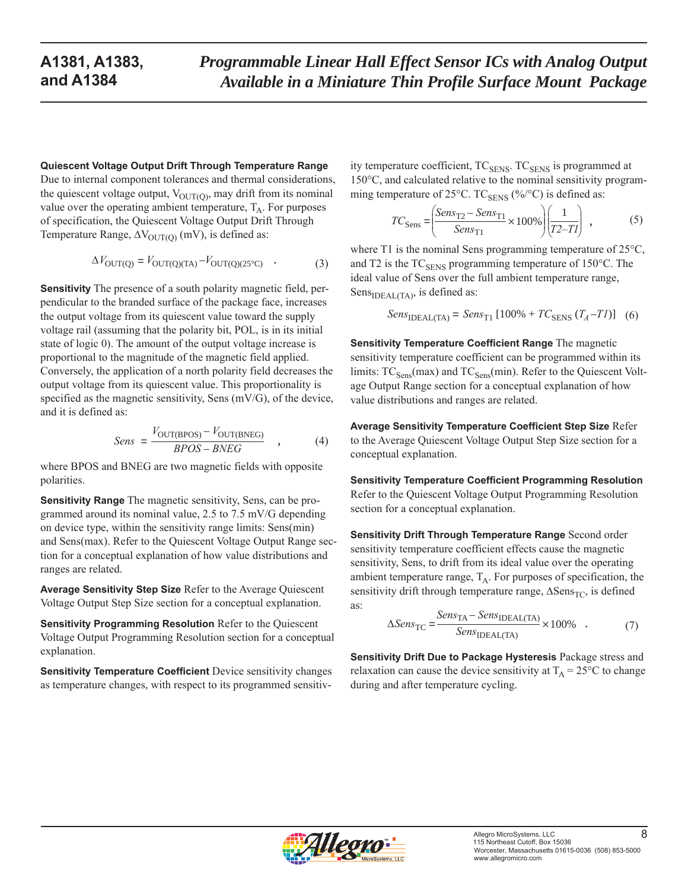**Quiescent Voltage Output Drift Through Temperature Range** Due to internal component tolerances and thermal considerations, the quiescent voltage output, $V_{OUT(Q)}$, may drift from its nominal value over the operating ambient temperature, $T_A$. For purposes of specification, the Quiescent Voltage Output Drift Through Temperature Range, $\Delta V_{OUT(Q)}$ (mV), is defined as:

$$\Delta V_{OUT(Q)} = V_{OUT(Q)(TA)} - V_{OUT(Q)(25°C)} \quad . \tag{3}$$

**Sensitivity** The presence of a south polarity magnetic field, perpendicular to the branded surface of the package face, increases the output voltage from its quiescent value toward the supply voltage rail (assuming that the polarity bit, POL, is in its initial state of logic 0). The amount of the output voltage increase is proportional to the magnitude of the magnetic field applied. Conversely, the application of a north polarity field decreases the output voltage from its quiescent value. This proportionality is specified as the magnetic sensitivity, Sens (mV/G), of the device, and it is defined as:

$$Sens = \frac{V_{OUT(BPOS)} - V_{OUT(BNEG)}}{BPOS - BNEG} \quad , \tag{4}$$

where BPOS and BNEG are two magnetic fields with opposite polarities.

**Sensitivity Range** The magnetic sensitivity, Sens, can be programmed around its nominal value, 2.5 to 7.5 mV/G depending on device type, within the sensitivity range limits: Sens(min) and Sens(max). Refer to the Quiescent Voltage Output Range section for a conceptual explanation of how value distributions and ranges are related.

**Average Sensitivity Step Size** Refer to the Average Quiescent Voltage Output Step Size section for a conceptual explanation.

**Sensitivity Programming Resolution** Refer to the Quiescent Voltage Output Programming Resolution section for a conceptual explanation.

**Sensitivity Temperature Coefficient** Device sensitivity changes as temperature changes, with respect to its programmed sensitivity temperature coefficient, $TC_{SENS}$. $TC_{SENS}$ is programmed at 150°C, and calculated relative to the nominal sensitivity programming temperature of 25°C. $TC_{SENS}$ (%/°C) is defined as:

$$TC_{Sens} = \left( \frac{Sens_{T2} - Sens_{T1}}{Sens_{T1}} \times 100\% \right) \left( \frac{1}{T2 - T1} \right) \quad , \tag{5}$$

where T1 is the nominal Sens programming temperature of 25°C, and T2 is the $TC_{SENS}$ programming temperature of 150°C. The ideal value of Sens over the full ambient temperature range, $Sens_{IDEAL(TA)}$, is defined as:

$$Sens_{IDEAL(TA)} = Sens_{T1} \left[ 100\% + TC_{SENS} \left( T_A - T1 \right) \right] \tag{6}$$

**Sensitivity Temperature Coefficient Range** The magnetic sensitivity temperature coefficient can be programmed within its limits: $TC_{Sens}$(max) and $TC_{Sens}$(min). Refer to the Quiescent Voltage Output Range section for a conceptual explanation of how value distributions and ranges are related.

**Average Sensitivity Temperature Coefficient Step Size** Refer to the Average Quiescent Voltage Output Step Size section for a conceptual explanation.

**Sensitivity Temperature Coefficient Programming Resolution** Refer to the Quiescent Voltage Output Programming Resolution section for a conceptual explanation.

**Sensitivity Drift Through Temperature Range** Second order sensitivity temperature coefficient effects cause the magnetic sensitivity, Sens, to drift from its ideal value over the operating ambient temperature range, $T_A$. For purposes of specification, the sensitivity drift through temperature range, $\Delta Sens_{TC}$, is defined as:

$$\Delta Sens_{TC} = \frac{Sens_{TA} - Sens_{IDEAL(TA)}}{Sens_{IDEAL(TA)}} \times 100\% \quad . \tag{7}$$

**Sensitivity Drift Due to Package Hysteresis** Package stress and relaxation can cause the device sensitivity at $T_A$ = 25°C to change during and after temperature cycling.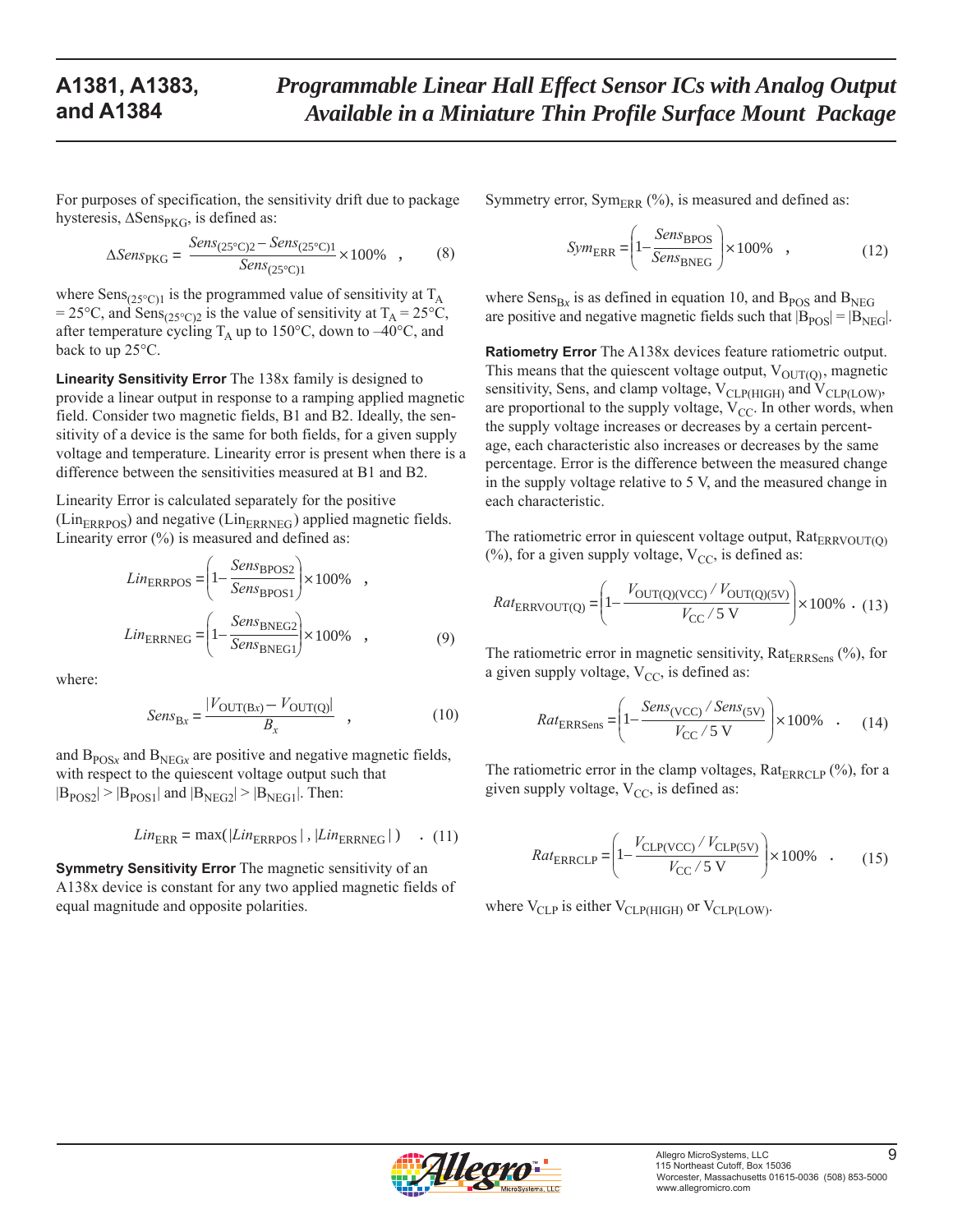For purposes of specification, the sensitivity drift due to package hysteresis, $\Delta Sens_{PKG}$, is defined as:

$$\Delta Sens_{\mathrm{PKG}} = \frac{Sens_{(25°C)2} - Sens_{(25°C)1}}{Sens_{(25°C)1}} \times 100\% \quad , \qquad (8)$$

where $Sens_{(25°C)1}$ is the programmed value of sensitivity at $T_A$ = 25°C, and $Sens_{(25°C)2}$ is the value of sensitivity at $T_A$ = 25°C, after temperature cycling $T_A$ up to 150°C, down to –40°C, and back to up 25°C.

**Linearity Sensitivity Error** The 138x family is designed to provide a linear output in response to a ramping applied magnetic field. Consider two magnetic fields, B1 and B2. Ideally, the sensitivity of a device is the same for both fields, for a given supply voltage and temperature. Linearity error is present when there is a difference between the sensitivities measured at B1 and B2.

Linearity Error is calculated separately for the positive ($Lin_{ERRPOS}$) and negative ($Lin_{ERRNEG}$) applied magnetic fields. Linearity error (%) is measured and defined as:

$$Lin_{\mathrm{ERRPOS}} = \left(1 - \frac{Sens_{\mathrm{BPOS2}}}{Sens_{\mathrm{BPOS1}}}\right) \times 100\% \quad ,$$

$$Lin_{\mathrm{ERRNEG}} = \left(1 - \frac{Sens_{\mathrm{BNEG2}}}{Sens_{\mathrm{BNEG1}}}\right) \times 100\% \quad , \qquad (9)$$

where:

$$Sens_{\mathrm{B}x} = \frac{|V_{\mathrm{OUT(B}x)} - V_{\mathrm{OUT(Q)}}|}{B_x} \quad , \qquad (10)$$

and $B_{POSx}$ and $B_{NEGx}$ are positive and negative magnetic fields, with respect to the quiescent voltage output such that $|B_{POS2}| > |B_{POS1}|$ and $|B_{NEG2}| > |B_{NEG1}|$. Then:

$$Lin_{\mathrm{ERR}} = \max(|Lin_{\mathrm{ERRPOS}}|\,,\,|Lin_{\mathrm{ERRNEG}}|) \quad . \qquad (11)$$

**Symmetry Sensitivity Error** The magnetic sensitivity of an A138x device is constant for any two applied magnetic fields of equal magnitude and opposite polarities.

Symmetry error, $Sym_{ERR}$ (%), is measured and defined as:

$$Sym_{\mathrm{ERR}} = \left(1 - \frac{Sens_{\mathrm{BPOS}}}{Sens_{\mathrm{BNEG}}}\right) \times 100\% \quad , \qquad (12)$$

where $Sens_{Bx}$ is as defined in equation 10, and $B_{POS}$ and $B_{NEG}$ are positive and negative magnetic fields such that $|B_{POS}| = |B_{NEG}|$.

**Ratiometry Error** The A138x devices feature ratiometric output. This means that the quiescent voltage output, $V_{OUT(Q)}$, magnetic sensitivity, Sens, and clamp voltage, $V_{CLP(HIGH)}$ and $V_{CLP(LOW)}$, are proportional to the supply voltage, $V_{CC}$. In other words, when the supply voltage increases or decreases by a certain percentage, each characteristic also increases or decreases by the same percentage. Error is the difference between the measured change in the supply voltage relative to 5 V, and the measured change in each characteristic.

The ratiometric error in quiescent voltage output, $Rat_{ERRVOUT(Q)}$ (%), for a given supply voltage, $V_{CC}$, is defined as:

$$Rat_{\mathrm{ERRVOUT(Q)}} = \left(1 - \frac{V_{\mathrm{OUT(Q)(VCC)}} / V_{\mathrm{OUT(Q)(5V)}}}{V_{\mathrm{CC}} / 5\ \mathrm{V}}\right) \times 100\% \ . \qquad (13)$$

The ratiometric error in magnetic sensitivity, $Rat_{ERRSens}$ (%), for a given supply voltage, $V_{CC}$, is defined as:

$$Rat_{\mathrm{ERRSens}} = \left(1 - \frac{Sens_{\mathrm{(VCC)}} / Sens_{\mathrm{(5V)}}}{V_{\mathrm{CC}} / 5\ \mathrm{V}}\right) \times 100\% \ . \qquad (14)$$

The ratiometric error in the clamp voltages, $Rat_{ERRCLP}$ (%), for a given supply voltage, $V_{CC}$, is defined as:

$$Rat_{\mathrm{ERRCLP}} = \left(1 - \frac{V_{\mathrm{CLP(VCC)}} / V_{\mathrm{CLP(5V)}}}{V_{\mathrm{CC}} / 5\ \mathrm{V}}\right) \times 100\% \ . \qquad (15)$$

where $V_{CLP}$ is either $V_{CLP(HIGH)}$ or $V_{CLP(LOW)}$.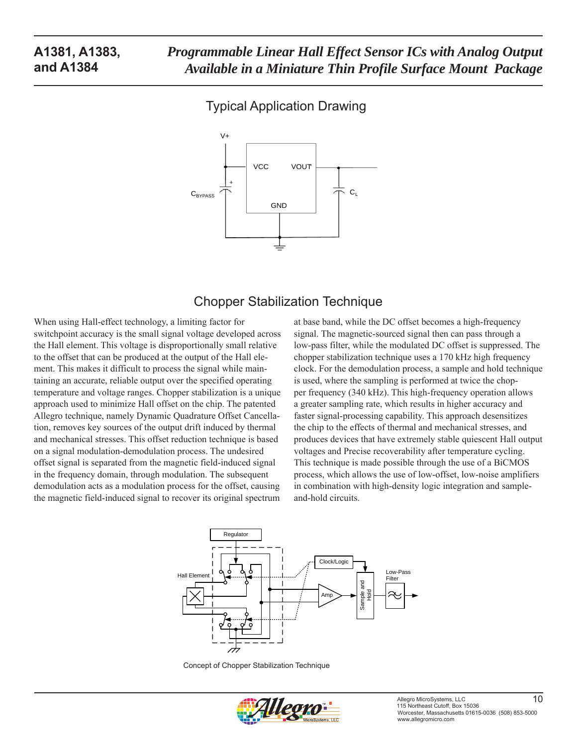## Typical Application Drawing

## Chopper Stabilization Technique

When using Hall-effect technology, a limiting factor for switchpoint accuracy is the small signal voltage developed across the Hall element. This voltage is disproportionally small relative to the offset that can be produced at the output of the Hall element. This makes it difficult to process the signal while maintaining an accurate, reliable output over the specified operating temperature and voltage ranges. Chopper stabilization is a unique approach used to minimize Hall offset on the chip. The patented Allegro technique, namely Dynamic Quadrature Offset Cancellation, removes key sources of the output drift induced by thermal and mechanical stresses. This offset reduction technique is based on a signal modulation-demodulation process. The undesired offset signal is separated from the magnetic field-induced signal in the frequency domain, through modulation. The subsequent demodulation acts as a modulation process for the offset, causing the magnetic field-induced signal to recover its original spectrum at base band, while the DC offset becomes a high-frequency signal. The magnetic-sourced signal then can pass through a low-pass filter, while the modulated DC offset is suppressed. The chopper stabilization technique uses a 170 kHz high frequency clock. For the demodulation process, a sample and hold technique is used, where the sampling is performed at twice the chopper frequency (340 kHz). This high-frequency operation allows a greater sampling rate, which results in higher accuracy and faster signal-processing capability. This approach desensitizes the chip to the effects of thermal and mechanical stresses, and produces devices that have extremely stable quiescent Hall output voltages and Precise recoverability after temperature cycling. This technique is made possible through the use of a BiCMOS process, which allows the use of low-offset, low-noise amplifiers in combination with high-density logic integration and sample-and-hold circuits.

Concept of Chopper Stabilization Technique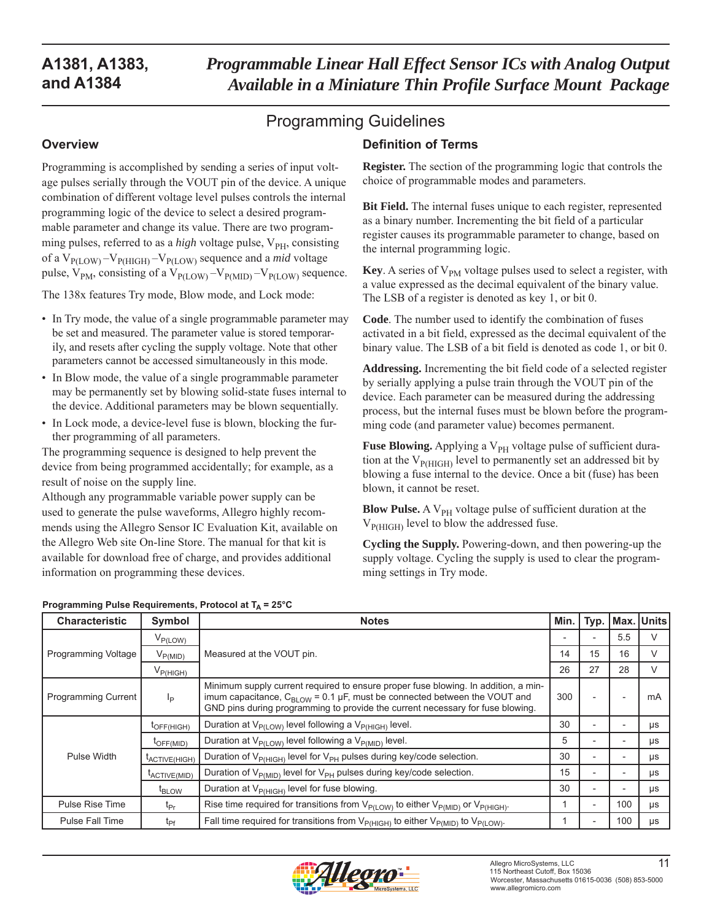## Programming Guidelines

### Overview

Programming is accomplished by sending a series of input voltage pulses serially through the VOUT pin of the device. A unique combination of different voltage level pulses controls the internal programming logic of the device to select a desired programmable parameter and change its value. There are two programming pulses, referred to as a *high* voltage pulse, $V_{PH}$, consisting of a $V_{P(LOW)}$ –$V_{P(HIGH)}$ –$V_{P(LOW)}$ sequence and a *mid* voltage pulse, $V_{PM}$, consisting of a $V_{P(LOW)}$ –$V_{P(MID)}$ –$V_{P(LOW)}$ sequence.

The 138x features Try mode, Blow mode, and Lock mode:

- In Try mode, the value of a single programmable parameter may be set and measured. The parameter value is stored temporarily, and resets after cycling the supply voltage. Note that other parameters cannot be accessed simultaneously in this mode.
- In Blow mode, the value of a single programmable parameter may be permanently set by blowing solid-state fuses internal to the device. Additional parameters may be blown sequentially.
- In Lock mode, a device-level fuse is blown, blocking the further programming of all parameters.

The programming sequence is designed to help prevent the device from being programmed accidentally; for example, as a result of noise on the supply line.

Although any programmable variable power supply can be used to generate the pulse waveforms, Allegro highly recommends using the Allegro Sensor IC Evaluation Kit, available on the Allegro Web site On-line Store. The manual for that kit is available for download free of charge, and provides additional information on programming these devices.

### Definition of Terms

**Register.** The section of the programming logic that controls the choice of programmable modes and parameters.

**Bit Field.** The internal fuses unique to each register, represented as a binary number. Incrementing the bit field of a particular register causes its programmable parameter to change, based on the internal programming logic.

**Key**. A series of $V_{PM}$ voltage pulses used to select a register, with a value expressed as the decimal equivalent of the binary value. The LSB of a register is denoted as key 1, or bit 0.

**Code**. The number used to identify the combination of fuses activated in a bit field, expressed as the decimal equivalent of the binary value. The LSB of a bit field is denoted as code 1, or bit 0.

**Addressing.** Incrementing the bit field code of a selected register by serially applying a pulse train through the VOUT pin of the device. Each parameter can be measured during the addressing process, but the internal fuses must be blown before the programming code (and parameter value) becomes permanent.

**Fuse Blowing.** Applying a $V_{PH}$ voltage pulse of sufficient duration at the $V_{P(HIGH)}$ level to permanently set an addressed bit by blowing a fuse internal to the device. Once a bit (fuse) has been blown, it cannot be reset.

**Blow Pulse.** A $V_{PH}$ voltage pulse of sufficient duration at the $V_{P(HIGH)}$ level to blow the addressed fuse.

**Cycling the Supply.** Powering-down, and then powering-up the supply voltage. Cycling the supply is used to clear the programming settings in Try mode.

**Programming Pulse Requirements, Protocol at $T_A$ = 25°C**

| Characteristic | Symbol | Notes | Min. | Typ. | Max. | Units |
|---|---|---|---|---|---|---|
| Programming Voltage | $V_{P(LOW)}$ | Measured at the VOUT pin. | - | - | 5.5 | V |
| | $V_{P(MID)}$ | | 14 | 15 | 16 | V |
| | $V_{P(HIGH)}$ | | 26 | 27 | 28 | V |
| Programming Current | $I_P$ | Minimum supply current required to ensure proper fuse blowing. In addition, a minimum capacitance, $C_{BLOW}$ = 0.1 µF, must be connected between the VOUT and GND pins during programming to provide the current necessary for fuse blowing. | 300 | - | - | mA |
| Pulse Width | $t_{OFF(HIGH)}$ | Duration at $V_{P(LOW)}$ level following a $V_{P(HIGH)}$ level. | 30 | - | - | µs |
| | $t_{OFF(MID)}$ | Duration at $V_{P(LOW)}$ level following a $V_{P(MID)}$ level. | 5 | - | - | µs |
| | $t_{ACTIVE(HIGH)}$ | Duration of $V_{P(HIGH)}$ level for $V_{PH}$ pulses during key/code selection. | 30 | - | - | µs |
| | $t_{ACTIVE(MID)}$ | Duration of $V_{P(MID)}$ level for $V_{PH}$ pulses during key/code selection. | 15 | - | - | µs |
| | $t_{BLOW}$ | Duration at $V_{P(HIGH)}$ level for fuse blowing. | 30 | - | - | µs |
| Pulse Rise Time | $t_{Pr}$ | Rise time required for transitions from $V_{P(LOW)}$ to either $V_{P(MID)}$ or $V_{P(HIGH)}$. | 1 | - | 100 | µs |
| Pulse Fall Time | $t_{Pf}$ | Fall time required for transitions from $V_{P(HIGH)}$ to either $V_{P(MID)}$ to $V_{P(LOW)}$. | 1 | - | 100 | µs |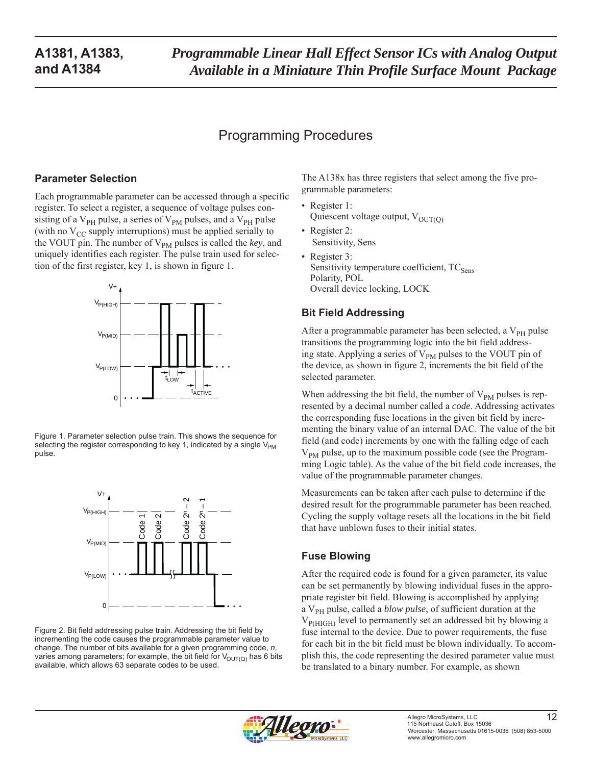## Programming Procedures

### Parameter Selection

Each programmable parameter can be accessed through a specific register. To select a register, a sequence of voltage pulses consisting of a $V_{PH}$ pulse, a series of $V_{PM}$ pulses, and a $V_{PH}$ pulse (with no $V_{CC}$ supply interruptions) must be applied serially to the VOUT pin. The number of $V_{PM}$ pulses is called the *key*, and uniquely identifies each register. The pulse train used for selection of the first register, key 1, is shown in figure 1.

Figure 1. Parameter selection pulse train. This shows the sequence for selecting the register corresponding to key 1, indicated by a single $V_{PM}$ pulse.

Figure 2. Bit field addressing pulse train. Addressing the bit field by incrementing the code causes the programmable parameter value to change. The number of bits available for a given programming code, *n*, varies among parameters; for example, the bit field for $V_{OUT(Q)}$ has 6 bits available, which allows 63 separate codes to be used.

The A138x has three registers that select among the five programmable parameters:

- Register 1:
  Quiescent voltage output, $V_{OUT(Q)}$
- Register 2:
  Sensitivity, Sens
- Register 3:
  Sensitivity temperature coefficient, $TC_{Sens}$
  Polarity, POL
  Overall device locking, LOCK

### Bit Field Addressing

After a programmable parameter has been selected, a $V_{PH}$ pulse transitions the programming logic into the bit field addressing state. Applying a series of $V_{PM}$ pulses to the VOUT pin of the device, as shown in figure 2, increments the bit field of the selected parameter.

When addressing the bit field, the number of $V_{PM}$ pulses is represented by a decimal number called a *code*. Addressing activates the corresponding fuse locations in the given bit field by incrementing the binary value of an internal DAC. The value of the bit field (and code) increments by one with the falling edge of each $V_{PM}$ pulse, up to the maximum possible code (see the Programming Logic table). As the value of the bit field code increases, the value of the programmable parameter changes.

Measurements can be taken after each pulse to determine if the desired result for the programmable parameter has been reached. Cycling the supply voltage resets all the locations in the bit field that have unblown fuses to their initial states.

### Fuse Blowing

After the required code is found for a given parameter, its value can be set permanently by blowing individual fuses in the appropriate register bit field. Blowing is accomplished by applying a $V_{PH}$ pulse, called a *blow pulse*, of sufficient duration at the $V_{P(HIGH)}$ level to permanently set an addressed bit by blowing a fuse internal to the device. Due to power requirements, the fuse for each bit in the bit field must be blown individually. To accomplish this, the code representing the desired parameter value must be translated to a binary number. For example, as shown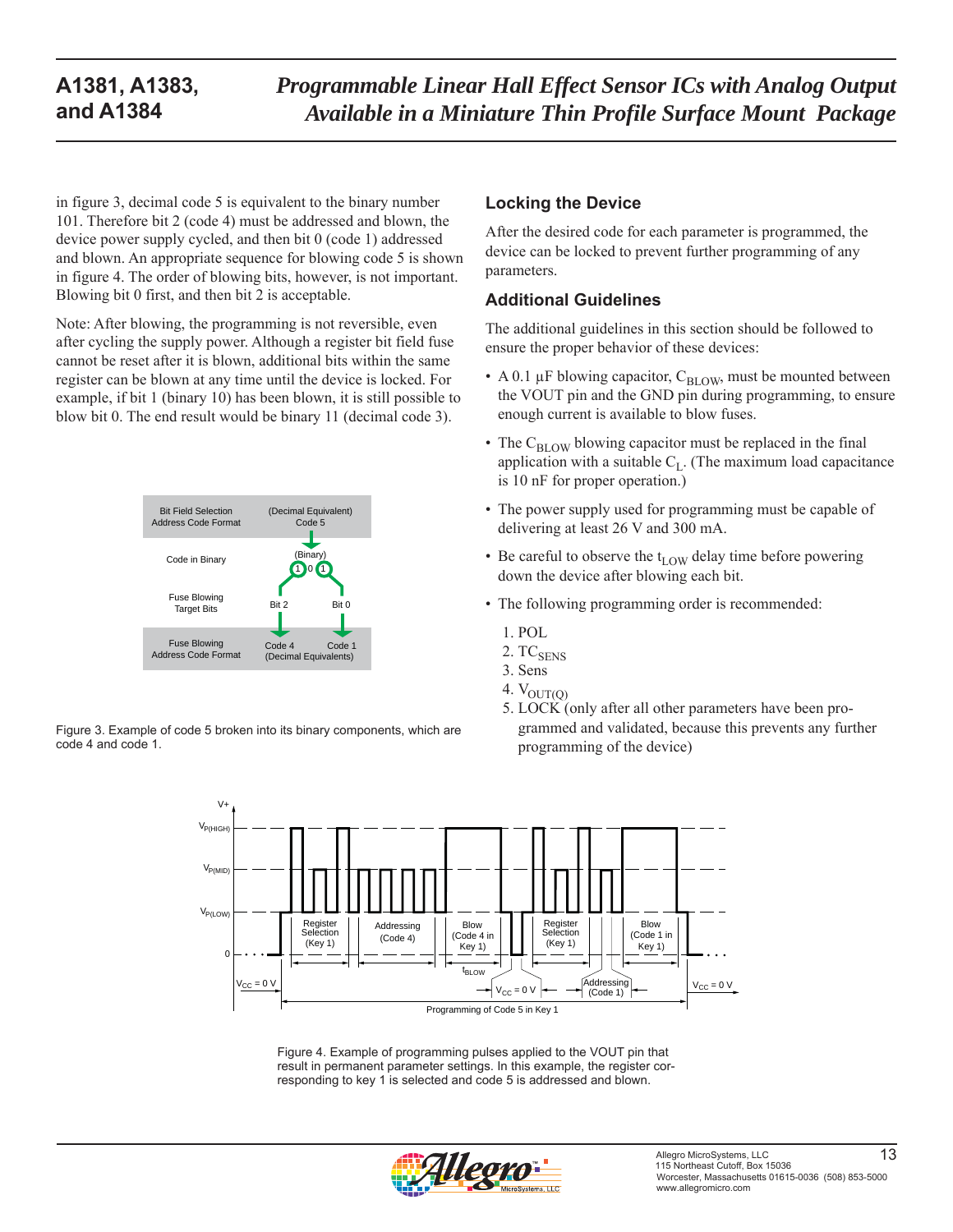in figure 3, decimal code 5 is equivalent to the binary number 101. Therefore bit 2 (code 4) must be addressed and blown, the device power supply cycled, and then bit 0 (code 1) addressed and blown. An appropriate sequence for blowing code 5 is shown in figure 4. The order of blowing bits, however, is not important. Blowing bit 0 first, and then bit 2 is acceptable.

Note: After blowing, the programming is not reversible, even after cycling the supply power. Although a register bit field fuse cannot be reset after it is blown, additional bits within the same register can be blown at any time until the device is locked. For example, if bit 1 (binary 10) has been blown, it is still possible to blow bit 0. The end result would be binary 11 (decimal code 3).

Figure 3. Example of code 5 broken into its binary components, which are code 4 and code 1.

## Locking the Device

After the desired code for each parameter is programmed, the device can be locked to prevent further programming of any parameters.

## Additional Guidelines

The additional guidelines in this section should be followed to ensure the proper behavior of these devices:

- A 0.1 µF blowing capacitor, $C_{BLOW}$, must be mounted between the VOUT pin and the GND pin during programming, to ensure enough current is available to blow fuses.
- The $C_{BLOW}$ blowing capacitor must be replaced in the final application with a suitable $C_L$. (The maximum load capacitance is 10 nF for proper operation.)
- The power supply used for programming must be capable of delivering at least 26 V and 300 mA.
- Be careful to observe the $t_{LOW}$ delay time before powering down the device after blowing each bit.
- The following programming order is recommended:
  1. POL
  2. $TC_{SENS}$
  3. Sens
  4. $V_{OUT(Q)}$
  5. LOCK (only after all other parameters have been programmed and validated, because this prevents any further programming of the device)

Figure 4. Example of programming pulses applied to the VOUT pin that result in permanent parameter settings. In this example, the register corresponding to key 1 is selected and code 5 is addressed and blown.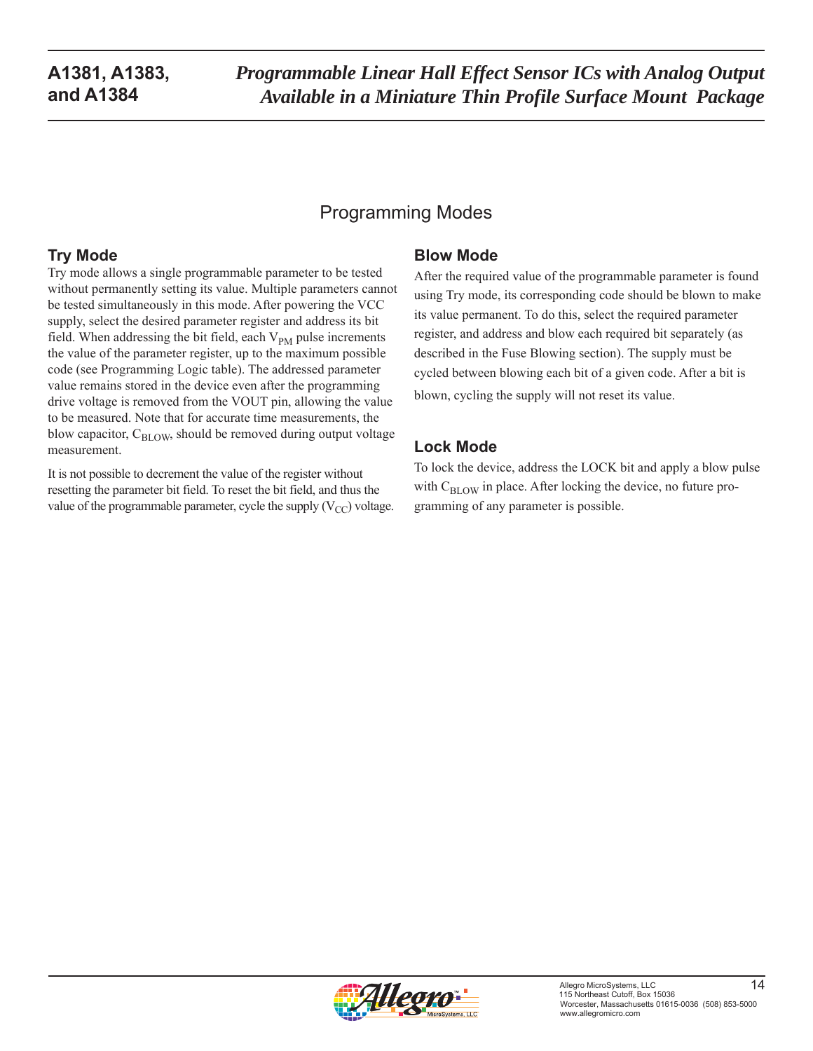## Programming Modes

### Try Mode

Try mode allows a single programmable parameter to be tested without permanently setting its value. Multiple parameters cannot be tested simultaneously in this mode. After powering the VCC supply, select the desired parameter register and address its bit field. When addressing the bit field, each $V_{PM}$ pulse increments the value of the parameter register, up to the maximum possible code (see Programming Logic table). The addressed parameter value remains stored in the device even after the programming drive voltage is removed from the VOUT pin, allowing the value to be measured. Note that for accurate time measurements, the blow capacitor, $C_{BLOW}$, should be removed during output voltage measurement.

It is not possible to decrement the value of the register without resetting the parameter bit field. To reset the bit field, and thus the value of the programmable parameter, cycle the supply ($V_{CC}$) voltage.

### Blow Mode

After the required value of the programmable parameter is found using Try mode, its corresponding code should be blown to make its value permanent. To do this, select the required parameter register, and address and blow each required bit separately (as described in the Fuse Blowing section). The supply must be cycled between blowing each bit of a given code. After a bit is blown, cycling the supply will not reset its value.

### Lock Mode

To lock the device, address the LOCK bit and apply a blow pulse with $C_{BLOW}$ in place. After locking the device, no future programming of any parameter is possible.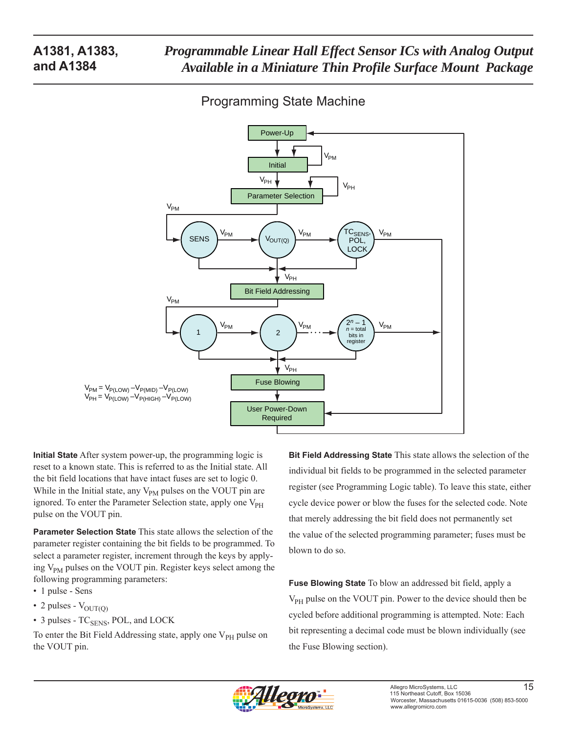## Programming State Machine

$V_{PM} = V_{P(LOW)} – V_{P(MID)} – V_{P(LOW)}$
$V_{PH} = V_{P(LOW)} – V_{P(HIGH)} – V_{P(LOW)}$

**Initial State** After system power-up, the programming logic is reset to a known state. This is referred to as the Initial state. All the bit field locations that have intact fuses are set to logic 0. While in the Initial state, any $V_{PM}$ pulses on the VOUT pin are ignored. To enter the Parameter Selection state, apply one $V_{PH}$ pulse on the VOUT pin.

**Parameter Selection State** This state allows the selection of the parameter register containing the bit fields to be programmed. To select a parameter register, increment through the keys by applying $V_{PM}$ pulses on the VOUT pin. Register keys select among the following programming parameters:

- 1 pulse - Sens
- 2 pulses - $V_{OUT(Q)}$
- 3 pulses - $TC_{SENS}$, POL, and LOCK

To enter the Bit Field Addressing state, apply one $V_{PH}$ pulse on the VOUT pin.

**Bit Field Addressing State** This state allows the selection of the individual bit fields to be programmed in the selected parameter register (see Programming Logic table). To leave this state, either cycle device power or blow the fuses for the selected code. Note that merely addressing the bit field does not permanently set the value of the selected programming parameter; fuses must be blown to do so.

**Fuse Blowing State** To blow an addressed bit field, apply a $V_{PH}$ pulse on the VOUT pin. Power to the device should then be cycled before additional programming is attempted. Note: Each bit representing a decimal code must be blown individually (see the Fuse Blowing section).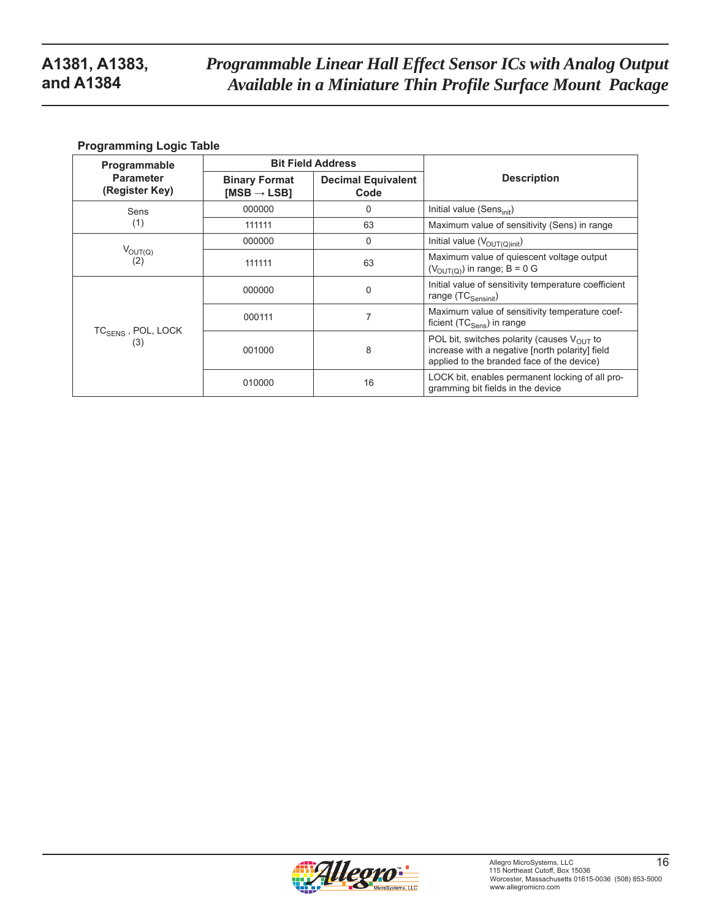**Programming Logic Table**

| Programmable Parameter (Register Key) | Bit Field Address | | Description |
|---|---|---|---|
| | Binary Format [MSB → LSB] | Decimal Equivalent Code | |
| Sens (1) | 000000 | 0 | Initial value ($Sens_{init}$) |
| | 111111 | 63 | Maximum value of sensitivity (Sens) in range |
| $V_{OUT(Q)}$ (2) | 000000 | 0 | Initial value ($V_{OUT(Q)init}$) |
| | 111111 | 63 | Maximum value of quiescent voltage output ($V_{OUT(Q)}$) in range; B = 0 G |
| $TC_{SENS}$ , POL, LOCK (3) | 000000 | 0 | Initial value of sensitivity temperature coefficient range ($TC_{Sensinit}$) |
| | 000111 | 7 | Maximum value of sensitivity temperature coefficient ($TC_{Sens}$) in range |
| | 001000 | 8 | POL bit, switches polarity (causes $V_{OUT}$ to increase with a negative [north polarity] field applied to the branded face of the device) |
| | 010000 | 16 | LOCK bit, enables permanent locking of all programming bit fields in the device |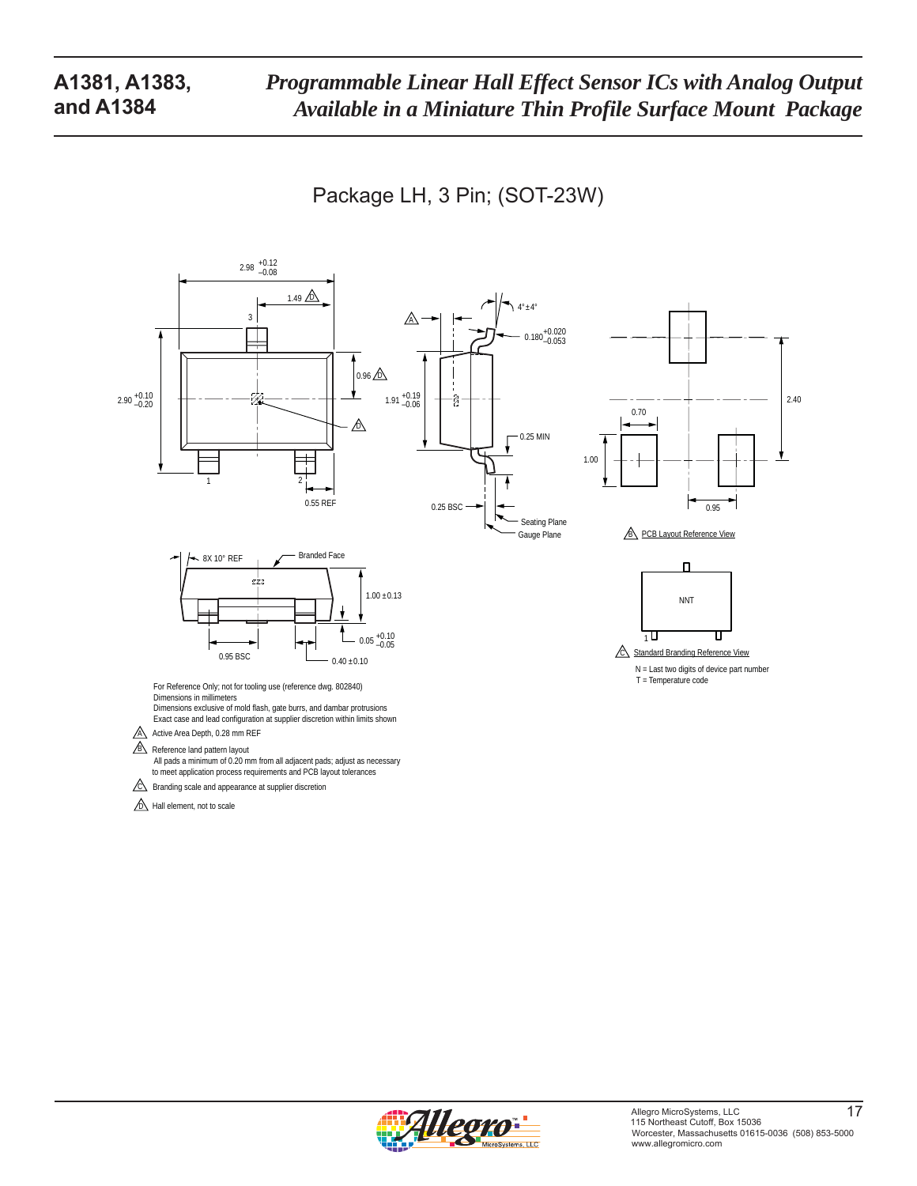## Package LH, 3 Pin; (SOT-23W)

2.98 +0.12 / –0.08

1.49 D

3

0.96 D

2.90 +0.10 / –0.20

D

1 2

0.55 REF

A

4°±4°

0.180 +0.020 / –0.053

1.91 +0.19 / –0.06

0.25 MIN

0.25 BSC

Seating Plane

Gauge Plane

0.70

2.40

1.00

0.95

B PCB Layout Reference View

8X 10° REF

Branded Face

1.00 ±0.13

0.05 +0.10 / –0.05

0.95 BSC

0.40 ±0.10

NNT

1

C Standard Branding Reference View

N = Last two digits of device part number
T = Temperature code

For Reference Only; not for tooling use (reference dwg. 802840)
Dimensions in millimeters
Dimensions exclusive of mold flash, gate burrs, and dambar protrusions
Exact case and lead configuration at supplier discretion within limits shown

A Active Area Depth, 0.28 mm REF

B Reference land pattern layout
All pads a minimum of 0.20 mm from all adjacent pads; adjust as necessary to meet application process requirements and PCB layout tolerances

C Branding scale and appearance at supplier discretion

D Hall element, not to scale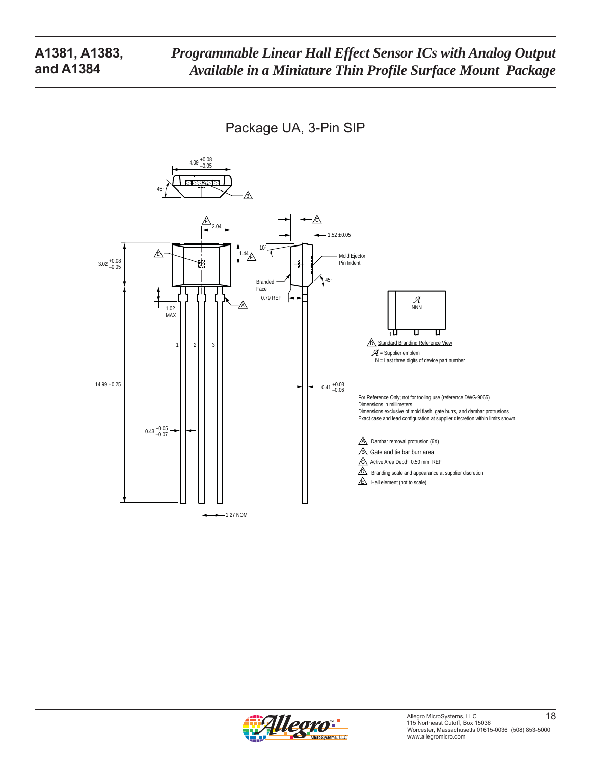## Package UA, 3-Pin SIP

4.09 +0.08/−0.05

45°

B

E 2.04

C

1.52 ±0.05

10°

1.44 E

Mold Ejector Pin Indent

3.02 +0.08/−0.05

E

Branded Face

45°

0.79 REF

1.02 MAX

A

1 2 3

NNN

1

D Standard Branding Reference View

= Supplier emblem
N = Last three digits of device part number

14.99 ±0.25

0.41 +0.03/−0.06

For Reference Only; not for tooling use (reference DWG-9065)
Dimensions in millimeters
Dimensions exclusive of mold flash, gate burrs, and dambar protrusions
Exact case and lead configuration at supplier discretion within limits shown

0.43 +0.05/−0.07

- A Dambar removal protrusion (6X)
- B Gate and tie bar burr area
- C Active Area Depth, 0.50 mm REF
- D Branding scale and appearance at supplier discretion
- E Hall element (not to scale)

1.27 NOM

Allegro MicroSystems, LLC
115 Northeast Cutoff, Box 15036
Worcester, Massachusetts 01615-0036 (508) 853-5000
www.allegromicro.com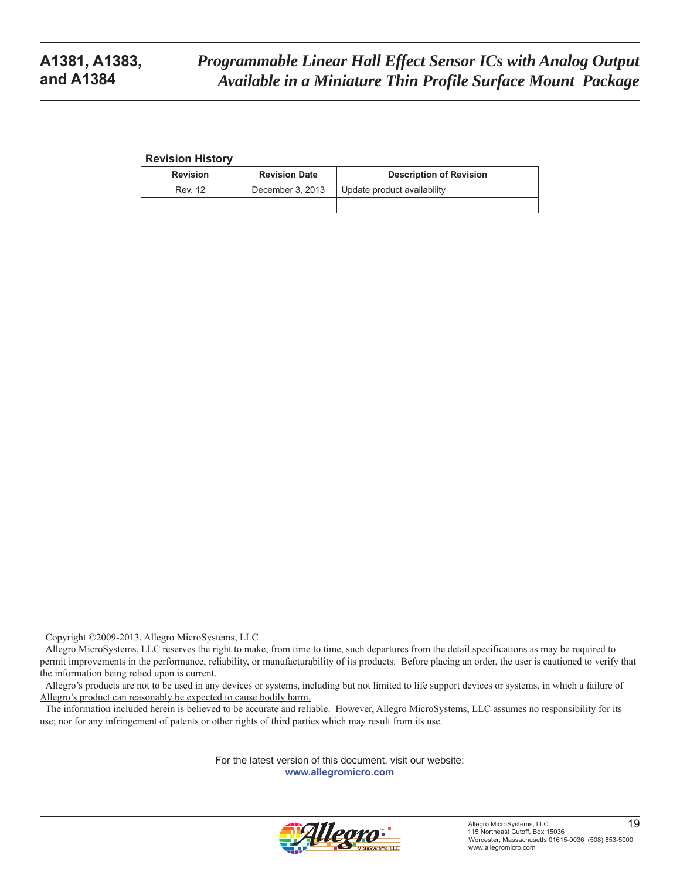**Revision History**

| Revision | Revision Date | Description of Revision |
| --- | --- | --- |
| Rev. 12 | December 3, 2013 | Update product availability |
| | | |

Copyright ©2009-2013, Allegro MicroSystems, LLC

Allegro MicroSystems, LLC reserves the right to make, from time to time, such departures from the detail specifications as may be required to permit improvements in the performance, reliability, or manufacturability of its products. Before placing an order, the user is cautioned to verify that the information being relied upon is current.

Allegro's products are not to be used in any devices or systems, including but not limited to life support devices or systems, in which a failure of Allegro's product can reasonably be expected to cause bodily harm.

The information included herein is believed to be accurate and reliable. However, Allegro MicroSystems, LLC assumes no responsibility for its use; nor for any infringement of patents or other rights of third parties which may result from its use.

For the latest version of this document, visit our website:

**www.allegromicro.com**